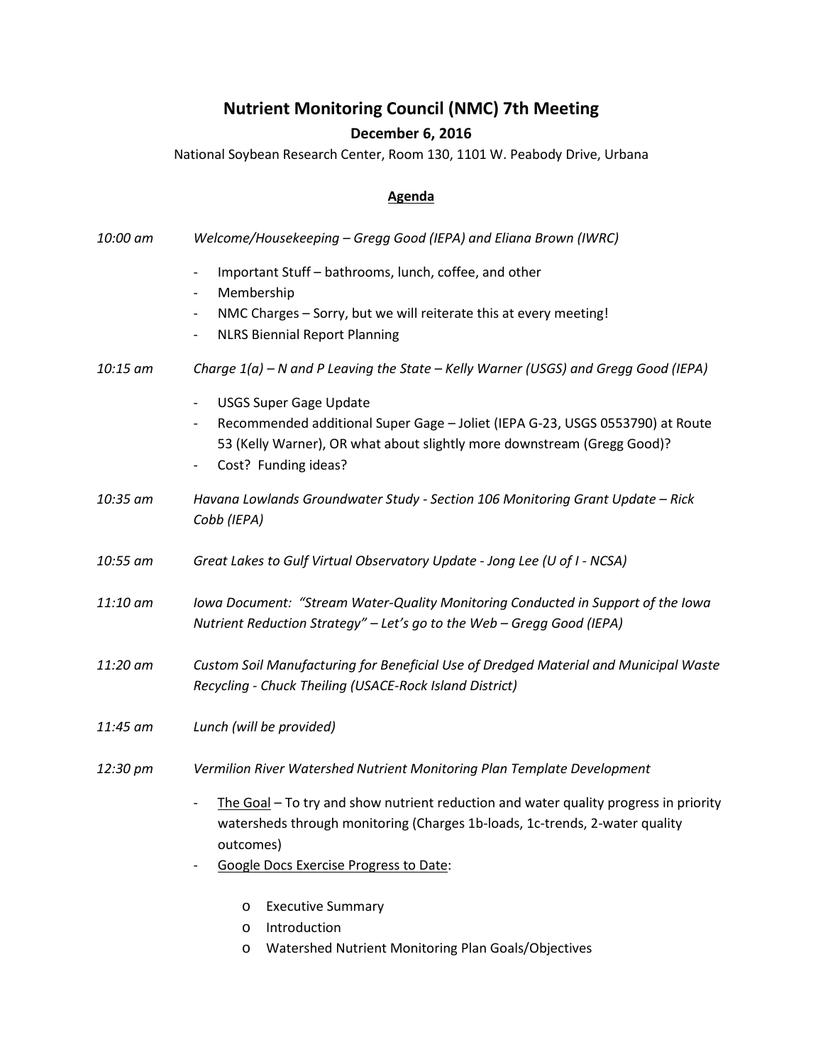# Nutrient Monitoring Council (NMC) 7th Meeting

**December 6, 2016**

National Soybean Research Center, Room 130, 1101 W. Peabody Drive, Urbana

## Agenda

*10:00 am* *Welcome/Housekeeping – Gregg Good (IEPA) and Eliana Brown (IWRC)*

- Important Stuff – bathrooms, lunch, coffee, and other
- Membership
- NMC Charges – Sorry, but we will reiterate this at every meeting!
- NLRS Biennial Report Planning

*10:15 am* *Charge 1(a) – N and P Leaving the State – Kelly Warner (USGS) and Gregg Good (IEPA)*

- USGS Super Gage Update
- Recommended additional Super Gage – Joliet (IEPA G-23, USGS 0553790) at Route 53 (Kelly Warner), OR what about slightly more downstream (Gregg Good)?
- Cost? Funding ideas?

*10:35 am* *Havana Lowlands Groundwater Study - Section 106 Monitoring Grant Update – Rick Cobb (IEPA)*

*10:55 am* *Great Lakes to Gulf Virtual Observatory Update - Jong Lee (U of I - NCSA)*

*11:10 am* *Iowa Document: "Stream Water-Quality Monitoring Conducted in Support of the Iowa Nutrient Reduction Strategy" – Let's go to the Web – Gregg Good (IEPA)*

*11:20 am* *Custom Soil Manufacturing for Beneficial Use of Dredged Material and Municipal Waste Recycling - Chuck Theiling (USACE-Rock Island District)*

*11:45 am* *Lunch (will be provided)*

*12:30 pm* *Vermilion River Watershed Nutrient Monitoring Plan Template Development*

- The Goal – To try and show nutrient reduction and water quality progress in priority watersheds through monitoring (Charges 1b-loads, 1c-trends, 2-water quality outcomes)
- Google Docs Exercise Progress to Date:
  - Executive Summary
  - Introduction
  - Watershed Nutrient Monitoring Plan Goals/Objectives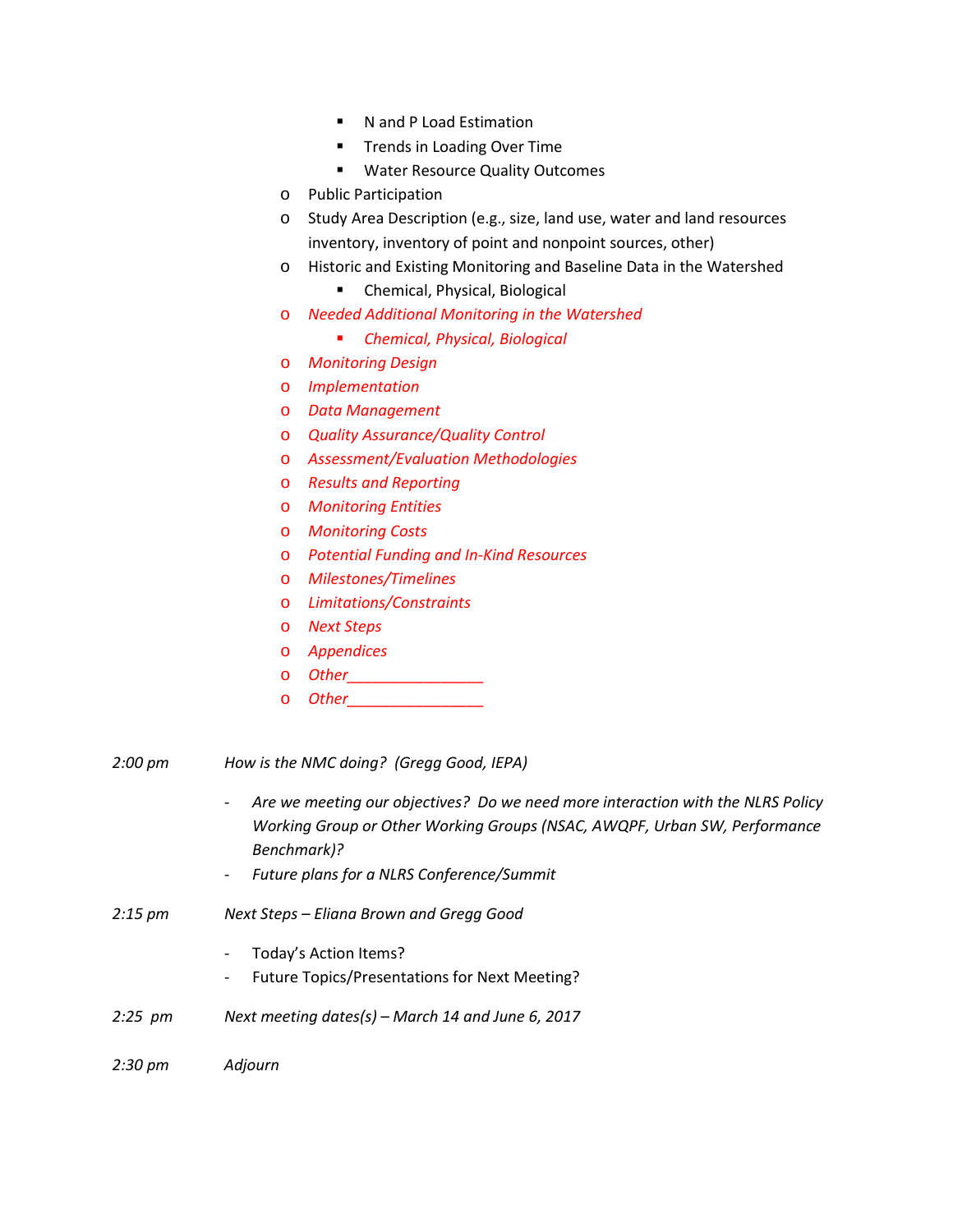- N and P Load Estimation
        - Trends in Loading Over Time
        - Water Resource Quality Outcomes
    - Public Participation
    - Study Area Description (e.g., size, land use, water and land resources inventory, inventory of point and nonpoint sources, other)
    - Historic and Existing Monitoring and Baseline Data in the Watershed
        - Chemical, Physical, Biological
    - *Needed Additional Monitoring in the Watershed*
        - *Chemical, Physical, Biological*
    - *Monitoring Design*
    - *Implementation*
    - *Data Management*
    - *Quality Assurance/Quality Control*
    - *Assessment/Evaluation Methodologies*
    - *Results and Reporting*
    - *Monitoring Entities*
    - *Monitoring Costs*
    - *Potential Funding and In-Kind Resources*
    - *Milestones/Timelines*
    - *Limitations/Constraints*
    - *Next Steps*
    - *Appendices*
    - *Other________________*
    - *Other________________*

*2:00 pm* *How is the NMC doing? (Gregg Good, IEPA)*

- *Are we meeting our objectives? Do we need more interaction with the NLRS Policy Working Group or Other Working Groups (NSAC, AWQPF, Urban SW, Performance Benchmark)?*
- *Future plans for a NLRS Conference/Summit*

*2:15 pm* *Next Steps – Eliana Brown and Gregg Good*

- Today's Action Items?
- Future Topics/Presentations for Next Meeting?

*2:25 pm* *Next meeting dates(s) – March 14 and June 6, 2017*

*2:30 pm* *Adjourn*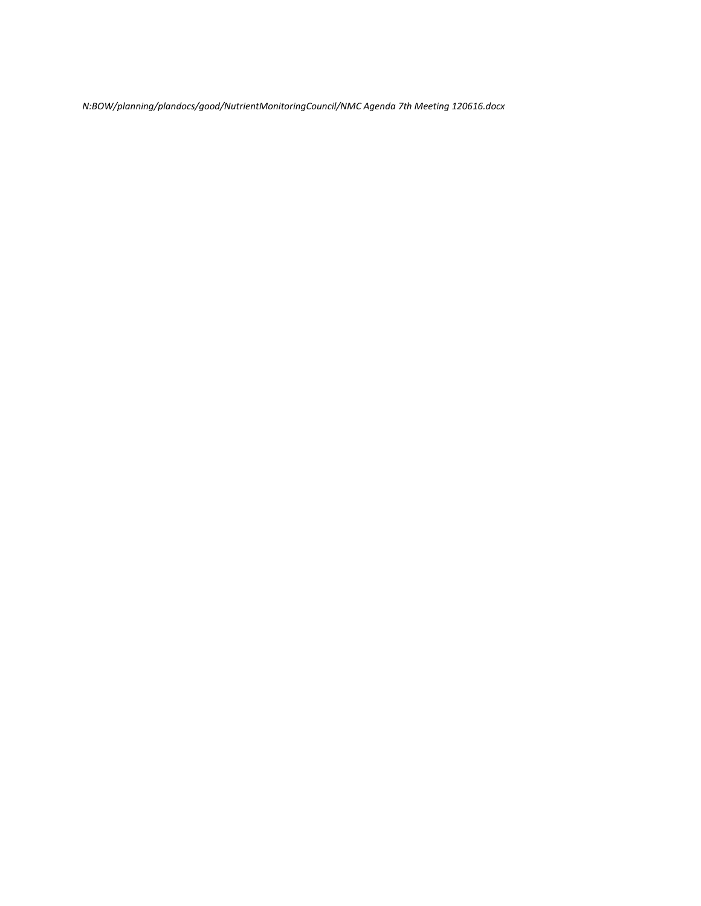*N:BOW/planning/plandocs/good/NutrientMonitoringCouncil/NMC Agenda 7th Meeting 120616.docx*